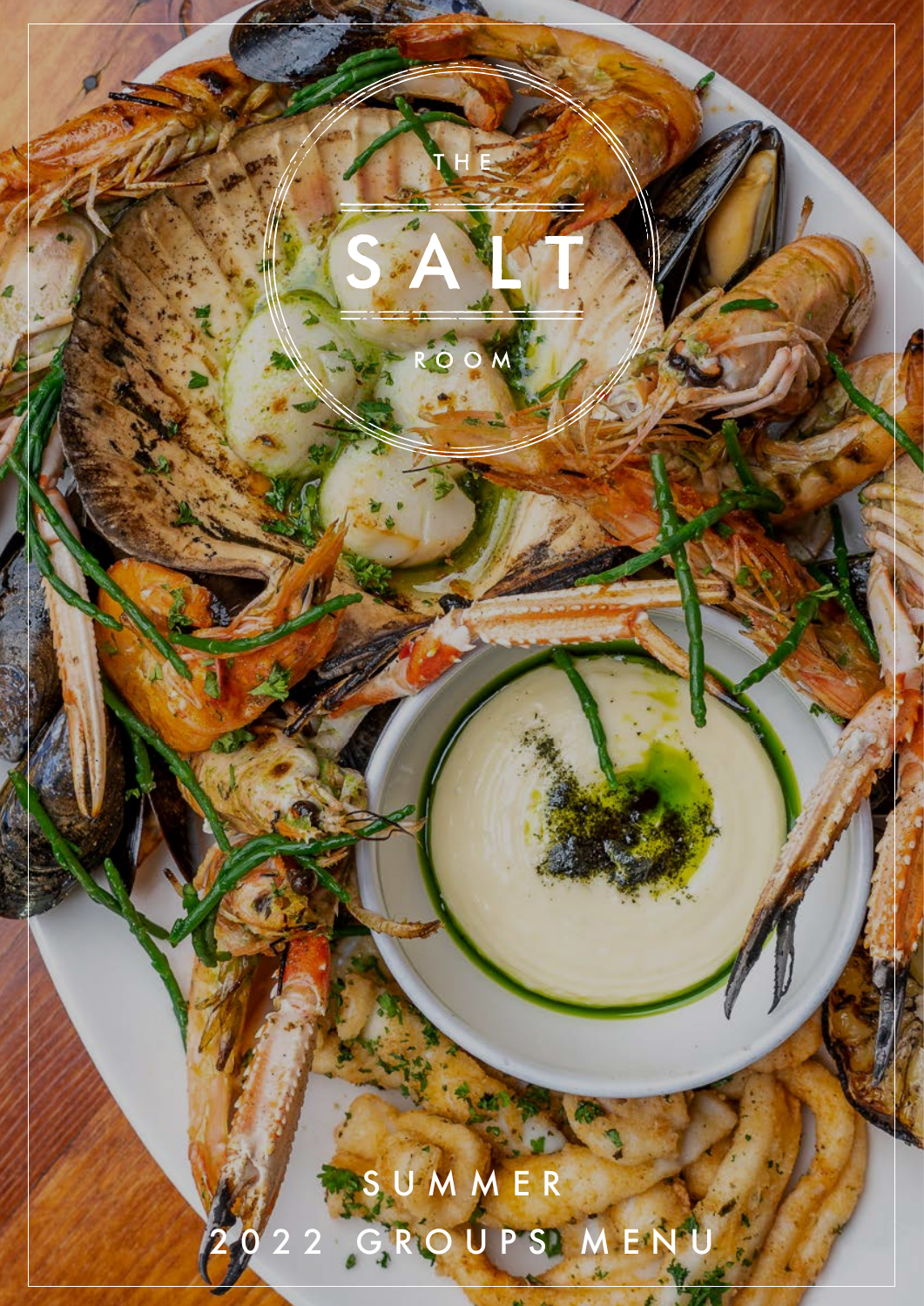# THE SALT ROOM

## SUMMER 2022 GROUPS MENU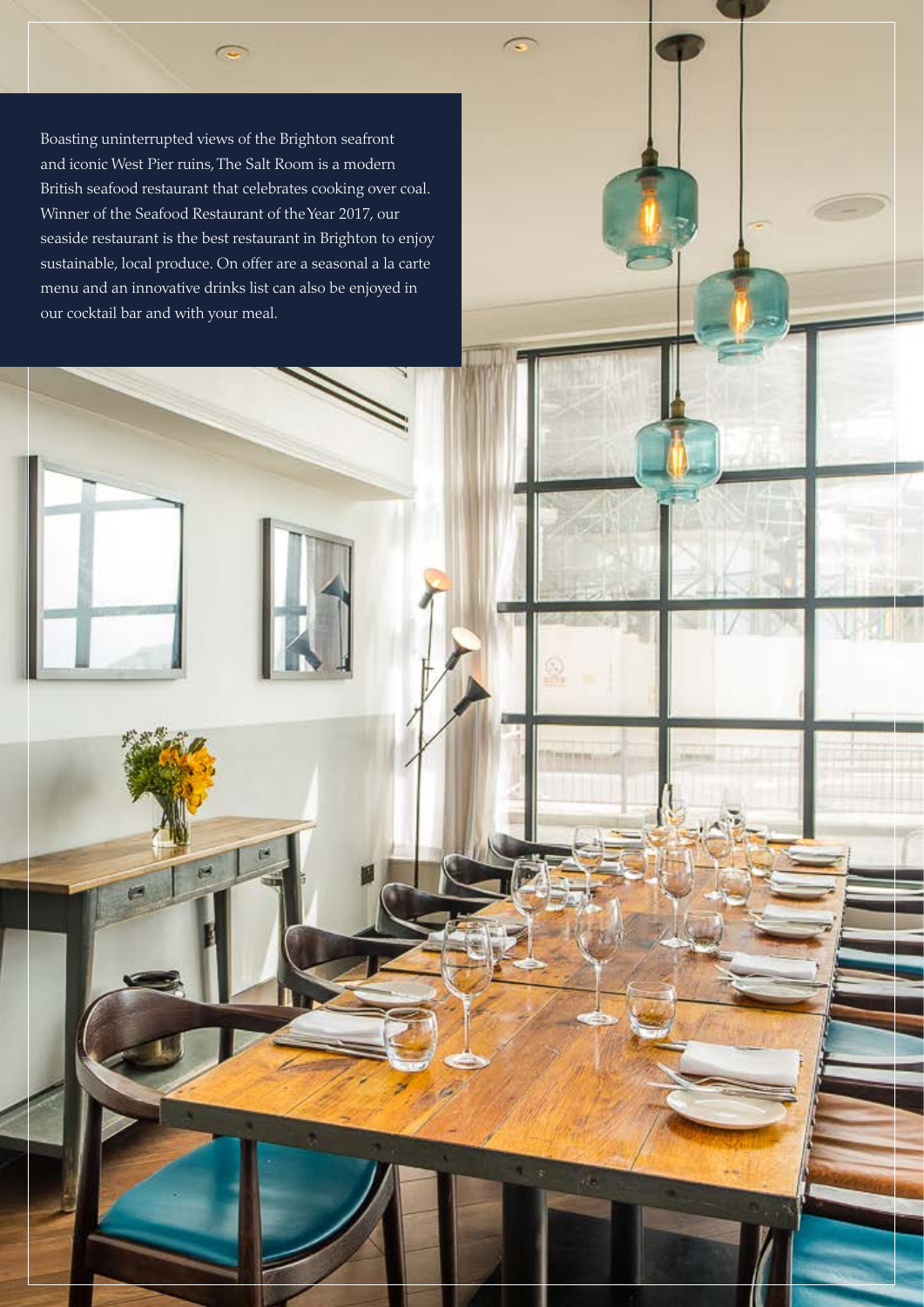Boasting uninterrupted views of the Brighton seafront and iconic West Pier ruins, The Salt Room is a modern British seafood restaurant that celebrates cooking over coal. Winner of the Seafood Restaurant of the Year 2017, our seaside restaurant is the best restaurant in Brighton to enjoy sustainable, local produce. On offer are a seasonal a la carte menu and an innovative drinks list can also be enjoyed in our cocktail bar and with your meal.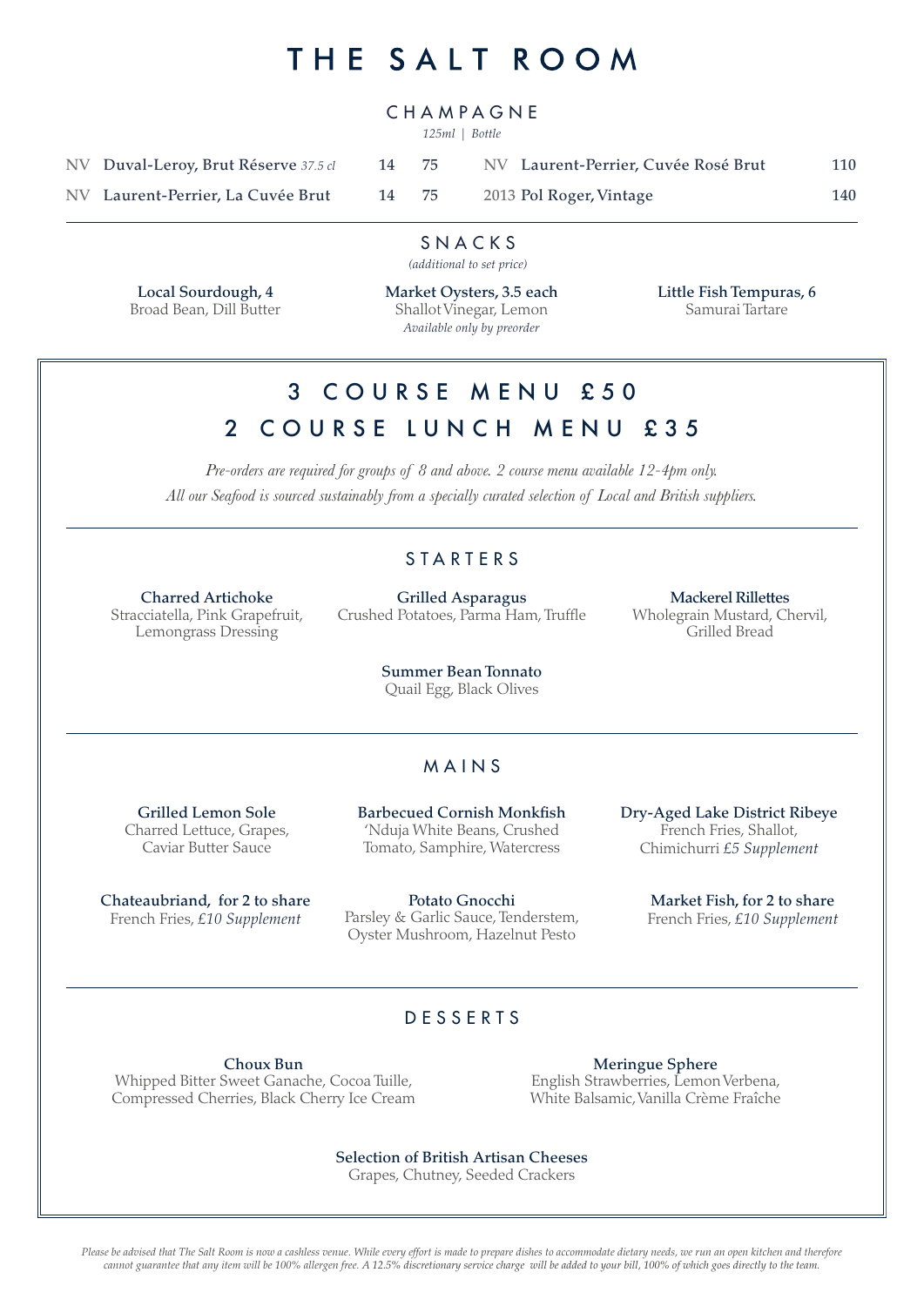# THE SALT ROOM

## CHAMPAGNE

*125ml | Bottle*

| | | 125ml | Bottle |
|---|---|---|---|
| NV | **Duval-Leroy, Brut Réserve** *37.5 cl* | 14 | 75 |
| NV | **Laurent-Perrier, La Cuvée Brut** | 14 | 75 |
| NV | **Laurent-Perrier, Cuvée Rosé Brut** | | 110 |
| 2013 | **Pol Roger, Vintage** | | 140 |

## SNACKS

*(additional to set price)*

**Local Sourdough, 4**
Broad Bean, Dill Butter

**Market Oysters, 3.5 each**
Shallot Vinegar, Lemon
*Available only by preorder*

**Little Fish Tempuras, 6**
Samurai Tartare

## 3 COURSE MENU £50
## 2 COURSE LUNCH MENU £35

*Pre-orders are required for groups of 8 and above. 2 course menu available 12-4pm only.*
*All our Seafood is sourced sustainably from a specially curated selection of Local and British suppliers.*

### STARTERS

**Charred Artichoke**
Stracciatella, Pink Grapefruit, Lemongrass Dressing

**Grilled Asparagus**
Crushed Potatoes, Parma Ham, Truffle

**Mackerel Rillettes**
Wholegrain Mustard, Chervil, Grilled Bread

**Summer Bean Tonnato**
Quail Egg, Black Olives

### MAINS

**Grilled Lemon Sole**
Charred Lettuce, Grapes, Caviar Butter Sauce

**Barbecued Cornish Monkfish**
'Nduja White Beans, Crushed Tomato, Samphire, Watercress

**Dry-Aged Lake District Ribeye**
French Fries, Shallot, Chimichurri *£5 Supplement*

**Chateaubriand, for 2 to share**
French Fries, *£10 Supplement*

**Potato Gnocchi**
Parsley & Garlic Sauce, Tenderstem, Oyster Mushroom, Hazelnut Pesto

**Market Fish, for 2 to share**
French Fries, *£10 Supplement*

### DESSERTS

**Choux Bun**
Whipped Bitter Sweet Ganache, Cocoa Tuille, Compressed Cherries, Black Cherry Ice Cream

**Meringue Sphere**
English Strawberries, Lemon Verbena, White Balsamic, Vanilla Crème Fraîche

**Selection of British Artisan Cheeses**
Grapes, Chutney, Seeded Crackers

*Please be advised that The Salt Room is now a cashless venue. While every effort is made to prepare dishes to accommodate dietary needs, we run an open kitchen and therefore cannot guarantee that any item will be 100% allergen free. A 12.5% discretionary service charge will be added to your bill, 100% of which goes directly to the team.*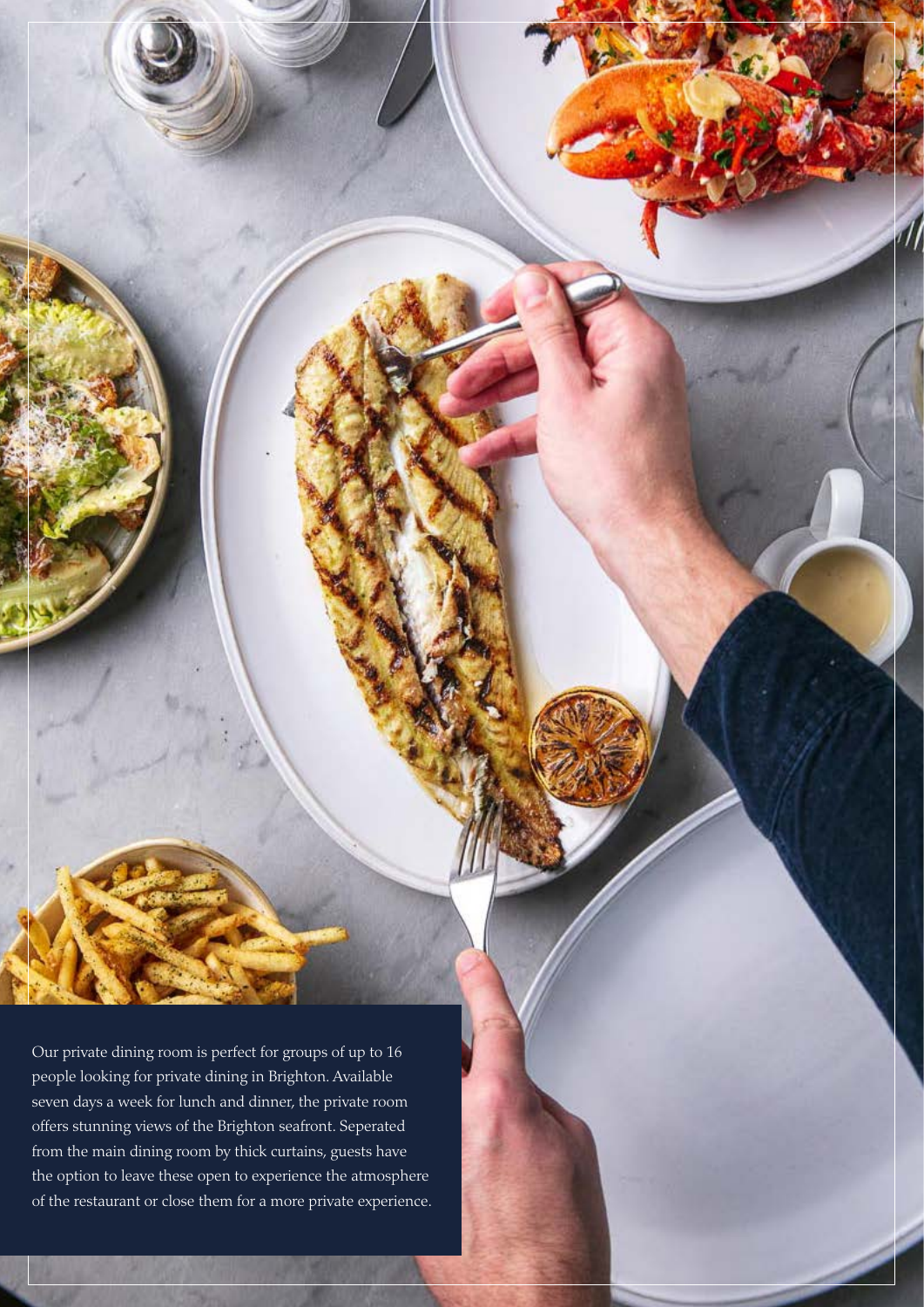Our private dining room is perfect for groups of up to 16 people looking for private dining in Brighton. Available seven days a week for lunch and dinner, the private room offers stunning views of the Brighton seafront. Seperated from the main dining room by thick curtains, guests have the option to leave these open to experience the atmosphere of the restaurant or close them for a more private experience.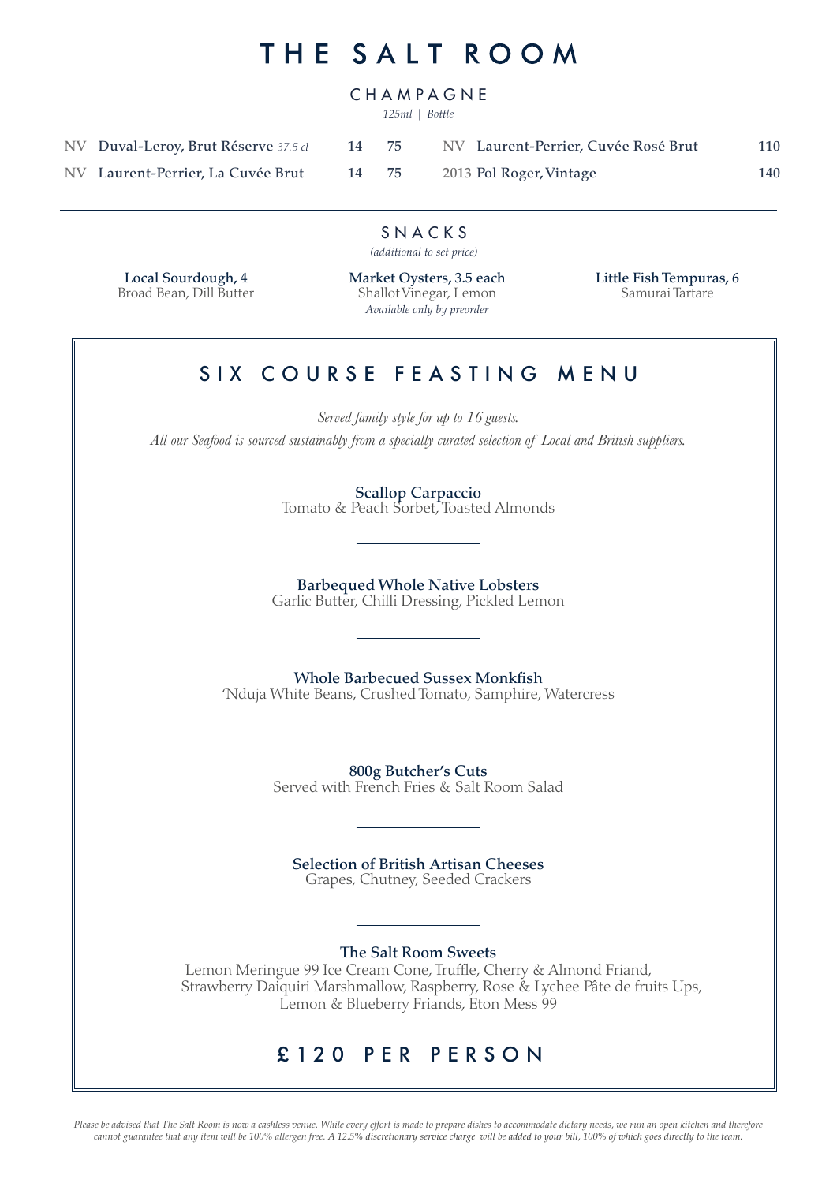# THE SALT ROOM

## CHAMPAGNE

*125ml | Bottle*

| | | 125ml | Bottle |
|---|---|---|---|
| NV | **Duval-Leroy, Brut Réserve** *37.5 cl* | 14 | 75 |
| NV | **Laurent-Perrier, La Cuvée Brut** | 14 | 75 |
| NV | **Laurent-Perrier, Cuvée Rosé Brut** | | 110 |
| 2013 | **Pol Roger, Vintage** | | 140 |

---

## SNACKS

*(additional to set price)*

**Local Sourdough, 4**
Broad Bean, Dill Butter

**Market Oysters, 3.5 each**
Shallot Vinegar, Lemon
*Available only by preorder*

**Little Fish Tempuras, 6**
Samurai Tartare

## SIX COURSE FEASTING MENU

*Served family style for up to 16 guests.*

*All our Seafood is sourced sustainably from a specially curated selection of Local and British suppliers.*

**Scallop Carpaccio**
Tomato & Peach Sorbet, Toasted Almonds

---

**Barbequed Whole Native Lobsters**
Garlic Butter, Chilli Dressing, Pickled Lemon

---

**Whole Barbecued Sussex Monkfish**
'Nduja White Beans, Crushed Tomato, Samphire, Watercress

---

**800g Butcher's Cuts**
Served with French Fries & Salt Room Salad

---

**Selection of British Artisan Cheeses**
Grapes, Chutney, Seeded Crackers

---

**The Salt Room Sweets**
Lemon Meringue 99 Ice Cream Cone, Truffle, Cherry & Almond Friand, Strawberry Daiquiri Marshmallow, Raspberry, Rose & Lychee Pâte de fruits Ups, Lemon & Blueberry Friands, Eton Mess 99

## £120 PER PERSON

*Please be advised that The Salt Room is now a cashless venue. While every effort is made to prepare dishes to accommodate dietary needs, we run an open kitchen and therefore cannot guarantee that any item will be 100% allergen free. A 12.5% discretionary service charge will be added to your bill, 100% of which goes directly to the team.*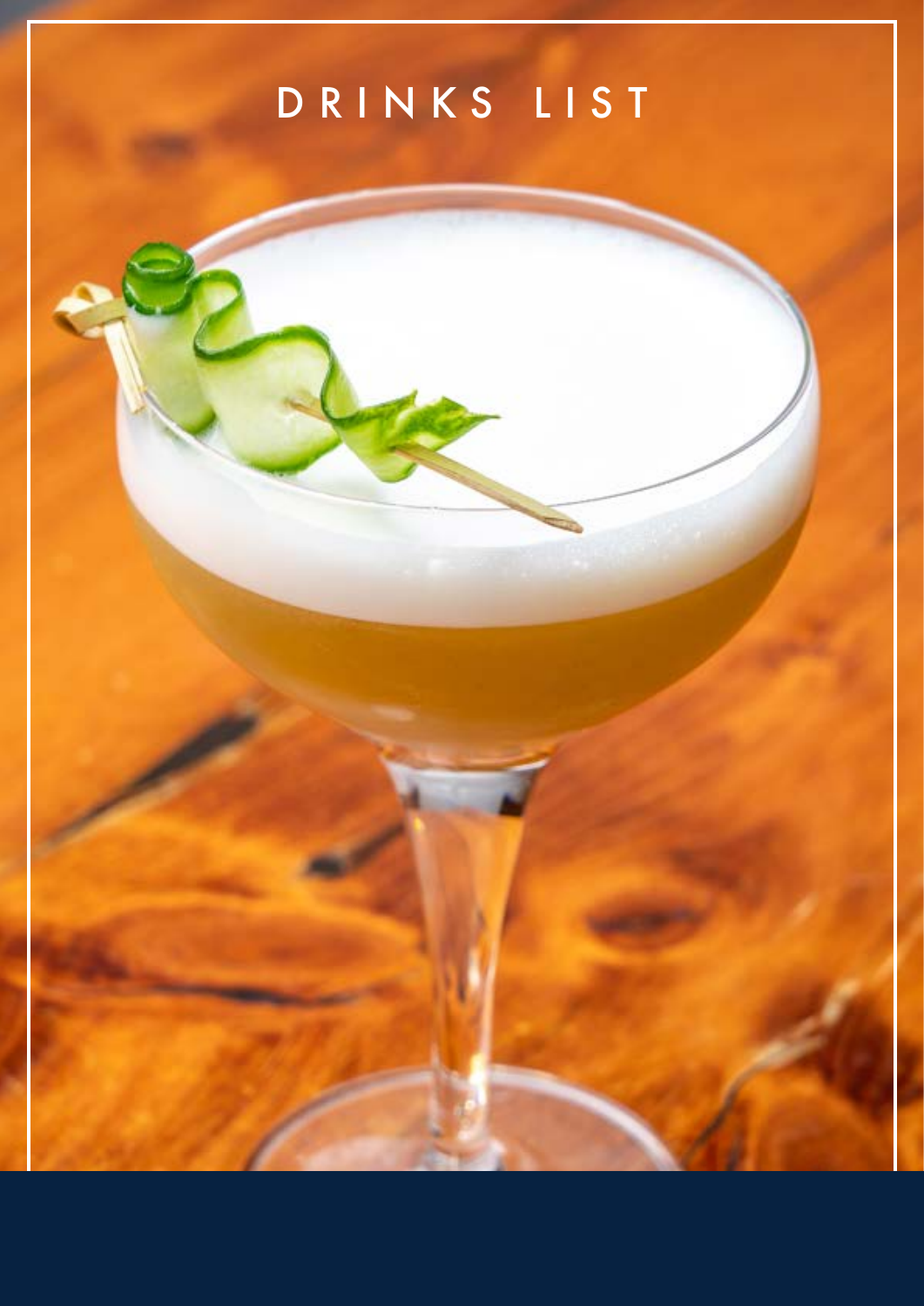# DRINKS LIST